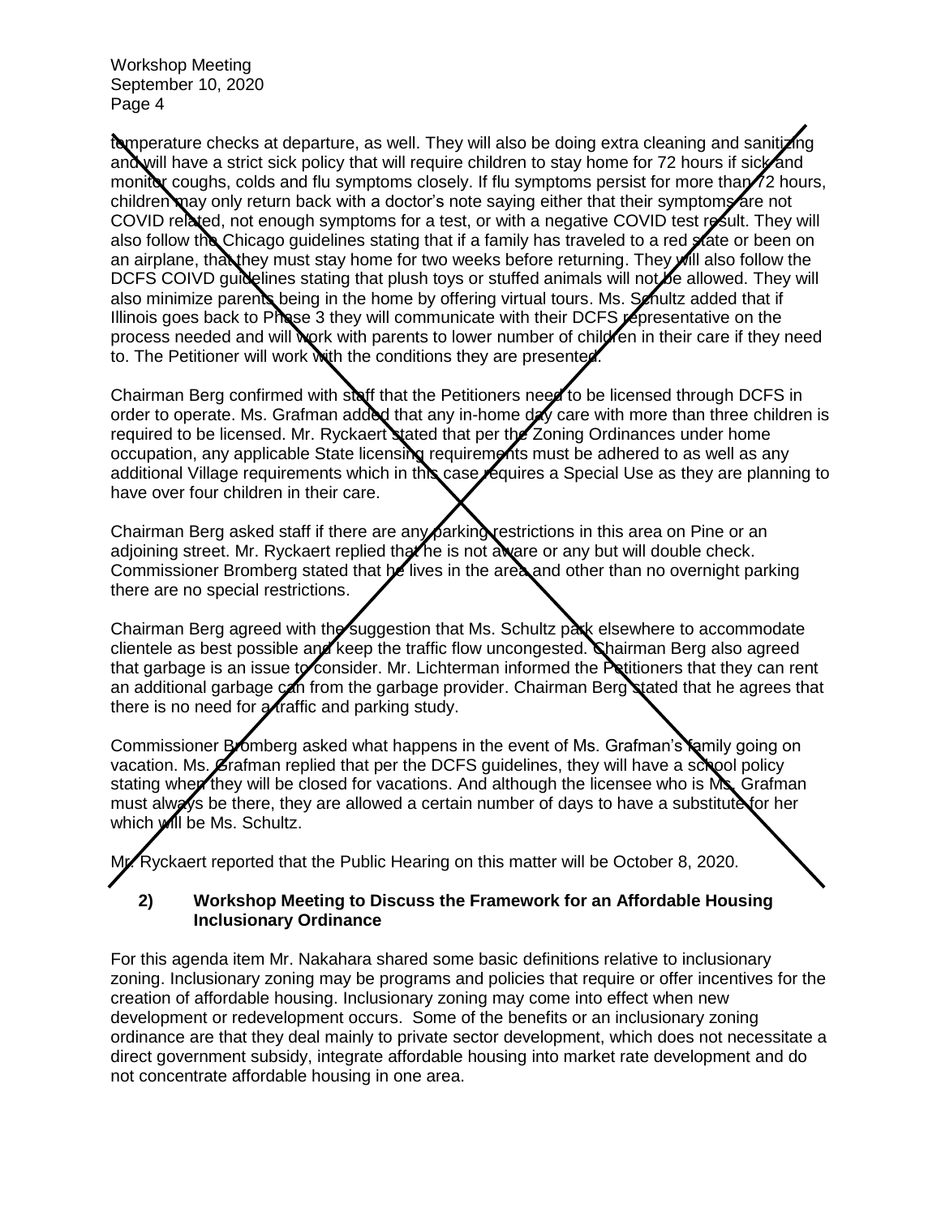temperature checks at departure, as well. They will also be doing extra cleaning and sanitizing and will have a strict sick policy that will require children to stay home for 72 hours if sick and monitor coughs, colds and flu symptoms closely. If flu symptoms persist for more than 72 hours, children may only return back with a doctor's note saying either that their symptoms are not COVID related, not enough symptoms for a test, or with a negative COVID test result. They will also follow the Chicago guidelines stating that if a family has traveled to a red state or been on an airplane, that they must stay home for two weeks before returning. They will also follow the DCFS COIVD guidelines stating that plush toys or stuffed animals will not be allowed. They will also minimize parents being in the home by offering virtual tours. Ms. Schultz added that if Illinois goes back to Phase 3 they will communicate with their DCFS representative on the process needed and will work with parents to lower number of children in their care if they need to. The Petitioner will work with the conditions they are presented.

Chairman Berg confirmed with staff that the Petitioners need to be licensed through DCFS in order to operate. Ms. Grafman added that any in-home day care with more than three children is required to be licensed. Mr. Ryckaert stated that per the Zoning Ordinances under home occupation, any applicable State licensing requirements must be adhered to as well as any additional Village requirements which in this case requires a Special Use as they are planning to have over four children in their care.

Chairman Berg asked staff if there are any parking restrictions in this area on Pine or an adjoining street. Mr. Ryckaert replied that he is not aware or any but will double check. Commissioner Bromberg stated that he lives in the area and other than no overnight parking there are no special restrictions.

Chairman Berg agreed with the suggestion that Ms. Schultz park elsewhere to accommodate clientele as best possible and keep the traffic flow uncongested. Chairman Berg also agreed that garbage is an issue to consider. Mr. Lichterman informed the Petitioners that they can rent an additional garbage can from the garbage provider. Chairman Berg stated that he agrees that there is no need for a traffic and parking study.

Commissioner Bromberg asked what happens in the event of Ms. Grafman's family going on vacation. Ms. Grafman replied that per the DCFS guidelines, they will have a school policy stating when they will be closed for vacations. And although the licensee who is Ms. Grafman must always be there, they are allowed a certain number of days to have a substitute for her which will be Ms. Schultz.

Mr. Ryckaert reported that the Public Hearing on this matter will be October 8, 2020.

**2) Workshop Meeting to Discuss the Framework for an Affordable Housing Inclusionary Ordinance**

For this agenda item Mr. Nakahara shared some basic definitions relative to inclusionary zoning. Inclusionary zoning may be programs and policies that require or offer incentives for the creation of affordable housing. Inclusionary zoning may come into effect when new development or redevelopment occurs. Some of the benefits or an inclusionary zoning ordinance are that they deal mainly to private sector development, which does not necessitate a direct government subsidy, integrate affordable housing into market rate development and do not concentrate affordable housing in one area.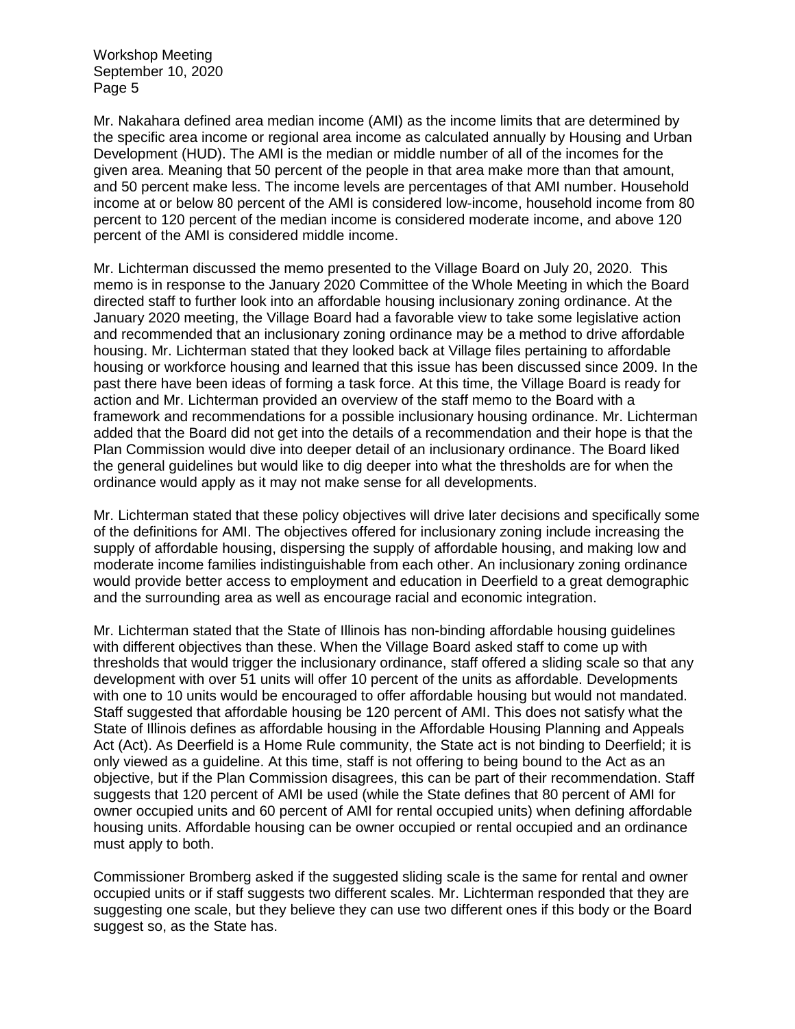Mr. Nakahara defined area median income (AMI) as the income limits that are determined by the specific area income or regional area income as calculated annually by Housing and Urban Development (HUD). The AMI is the median or middle number of all of the incomes for the given area. Meaning that 50 percent of the people in that area make more than that amount, and 50 percent make less. The income levels are percentages of that AMI number. Household income at or below 80 percent of the AMI is considered low-income, household income from 80 percent to 120 percent of the median income is considered moderate income, and above 120 percent of the AMI is considered middle income.

Mr. Lichterman discussed the memo presented to the Village Board on July 20, 2020. This memo is in response to the January 2020 Committee of the Whole Meeting in which the Board directed staff to further look into an affordable housing inclusionary zoning ordinance. At the January 2020 meeting, the Village Board had a favorable view to take some legislative action and recommended that an inclusionary zoning ordinance may be a method to drive affordable housing. Mr. Lichterman stated that they looked back at Village files pertaining to affordable housing or workforce housing and learned that this issue has been discussed since 2009. In the past there have been ideas of forming a task force. At this time, the Village Board is ready for action and Mr. Lichterman provided an overview of the staff memo to the Board with a framework and recommendations for a possible inclusionary housing ordinance. Mr. Lichterman added that the Board did not get into the details of a recommendation and their hope is that the Plan Commission would dive into deeper detail of an inclusionary ordinance. The Board liked the general guidelines but would like to dig deeper into what the thresholds are for when the ordinance would apply as it may not make sense for all developments.

Mr. Lichterman stated that these policy objectives will drive later decisions and specifically some of the definitions for AMI. The objectives offered for inclusionary zoning include increasing the supply of affordable housing, dispersing the supply of affordable housing, and making low and moderate income families indistinguishable from each other. An inclusionary zoning ordinance would provide better access to employment and education in Deerfield to a great demographic and the surrounding area as well as encourage racial and economic integration.

Mr. Lichterman stated that the State of Illinois has non-binding affordable housing guidelines with different objectives than these. When the Village Board asked staff to come up with thresholds that would trigger the inclusionary ordinance, staff offered a sliding scale so that any development with over 51 units will offer 10 percent of the units as affordable. Developments with one to 10 units would be encouraged to offer affordable housing but would not mandated. Staff suggested that affordable housing be 120 percent of AMI. This does not satisfy what the State of Illinois defines as affordable housing in the Affordable Housing Planning and Appeals Act (Act). As Deerfield is a Home Rule community, the State act is not binding to Deerfield; it is only viewed as a guideline. At this time, staff is not offering to being bound to the Act as an objective, but if the Plan Commission disagrees, this can be part of their recommendation. Staff suggests that 120 percent of AMI be used (while the State defines that 80 percent of AMI for owner occupied units and 60 percent of AMI for rental occupied units) when defining affordable housing units. Affordable housing can be owner occupied or rental occupied and an ordinance must apply to both.

Commissioner Bromberg asked if the suggested sliding scale is the same for rental and owner occupied units or if staff suggests two different scales. Mr. Lichterman responded that they are suggesting one scale, but they believe they can use two different ones if this body or the Board suggest so, as the State has.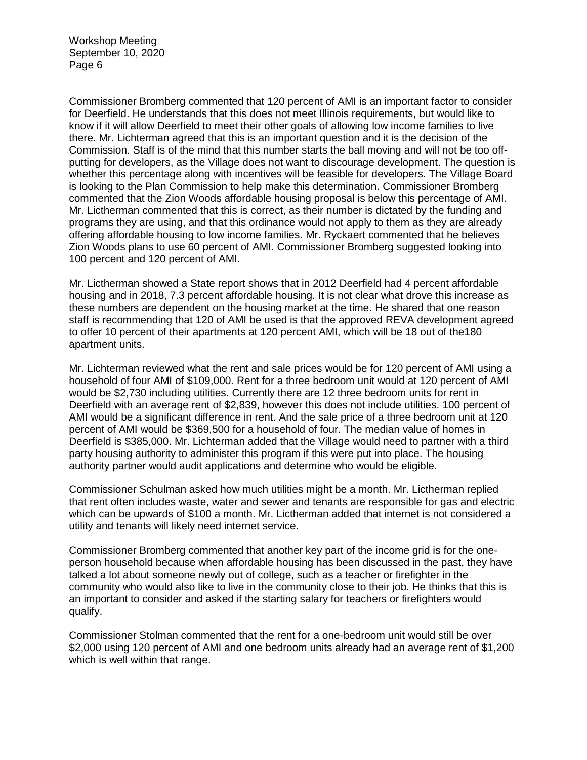Commissioner Bromberg commented that 120 percent of AMI is an important factor to consider for Deerfield. He understands that this does not meet Illinois requirements, but would like to know if it will allow Deerfield to meet their other goals of allowing low income families to live there. Mr. Lichterman agreed that this is an important question and it is the decision of the Commission. Staff is of the mind that this number starts the ball moving and will not be too off-putting for developers, as the Village does not want to discourage development. The question is whether this percentage along with incentives will be feasible for developers. The Village Board is looking to the Plan Commission to help make this determination. Commissioner Bromberg commented that the Zion Woods affordable housing proposal is below this percentage of AMI. Mr. Lictherman commented that this is correct, as their number is dictated by the funding and programs they are using, and that this ordinance would not apply to them as they are already offering affordable housing to low income families. Mr. Ryckaert commented that he believes Zion Woods plans to use 60 percent of AMI. Commissioner Bromberg suggested looking into 100 percent and 120 percent of AMI.

Mr. Lictherman showed a State report shows that in 2012 Deerfield had 4 percent affordable housing and in 2018, 7.3 percent affordable housing. It is not clear what drove this increase as these numbers are dependent on the housing market at the time. He shared that one reason staff is recommending that 120 of AMI be used is that the approved REVA development agreed to offer 10 percent of their apartments at 120 percent AMI, which will be 18 out of the180 apartment units.

Mr. Lichterman reviewed what the rent and sale prices would be for 120 percent of AMI using a household of four AMI of $109,000. Rent for a three bedroom unit would at 120 percent of AMI would be $2,730 including utilities. Currently there are 12 three bedroom units for rent in Deerfield with an average rent of $2,839, however this does not include utilities. 100 percent of AMI would be a significant difference in rent. And the sale price of a three bedroom unit at 120 percent of AMI would be $369,500 for a household of four. The median value of homes in Deerfield is $385,000. Mr. Lichterman added that the Village would need to partner with a third party housing authority to administer this program if this were put into place. The housing authority partner would audit applications and determine who would be eligible.

Commissioner Schulman asked how much utilities might be a month. Mr. Lictherman replied that rent often includes waste, water and sewer and tenants are responsible for gas and electric which can be upwards of $100 a month. Mr. Lictherman added that internet is not considered a utility and tenants will likely need internet service.

Commissioner Bromberg commented that another key part of the income grid is for the one-person household because when affordable housing has been discussed in the past, they have talked a lot about someone newly out of college, such as a teacher or firefighter in the community who would also like to live in the community close to their job. He thinks that this is an important to consider and asked if the starting salary for teachers or firefighters would qualify.

Commissioner Stolman commented that the rent for a one-bedroom unit would still be over $2,000 using 120 percent of AMI and one bedroom units already had an average rent of $1,200 which is well within that range.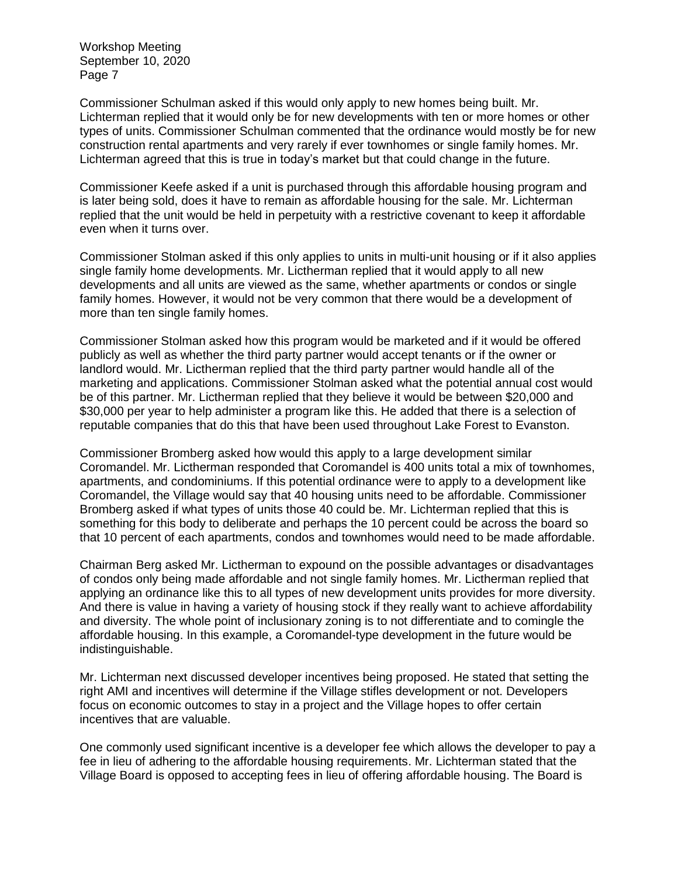Commissioner Schulman asked if this would only apply to new homes being built. Mr. Lichterman replied that it would only be for new developments with ten or more homes or other types of units. Commissioner Schulman commented that the ordinance would mostly be for new construction rental apartments and very rarely if ever townhomes or single family homes. Mr. Lichterman agreed that this is true in today's market but that could change in the future.

Commissioner Keefe asked if a unit is purchased through this affordable housing program and is later being sold, does it have to remain as affordable housing for the sale. Mr. Lichterman replied that the unit would be held in perpetuity with a restrictive covenant to keep it affordable even when it turns over.

Commissioner Stolman asked if this only applies to units in multi-unit housing or if it also applies single family home developments. Mr. Lictherman replied that it would apply to all new developments and all units are viewed as the same, whether apartments or condos or single family homes. However, it would not be very common that there would be a development of more than ten single family homes.

Commissioner Stolman asked how this program would be marketed and if it would be offered publicly as well as whether the third party partner would accept tenants or if the owner or landlord would. Mr. Lictherman replied that the third party partner would handle all of the marketing and applications. Commissioner Stolman asked what the potential annual cost would be of this partner. Mr. Lictherman replied that they believe it would be between $20,000 and $30,000 per year to help administer a program like this. He added that there is a selection of reputable companies that do this that have been used throughout Lake Forest to Evanston.

Commissioner Bromberg asked how would this apply to a large development similar Coromandel. Mr. Lictherman responded that Coromandel is 400 units total a mix of townhomes, apartments, and condominiums. If this potential ordinance were to apply to a development like Coromandel, the Village would say that 40 housing units need to be affordable. Commissioner Bromberg asked if what types of units those 40 could be. Mr. Lichterman replied that this is something for this body to deliberate and perhaps the 10 percent could be across the board so that 10 percent of each apartments, condos and townhomes would need to be made affordable.

Chairman Berg asked Mr. Lictherman to expound on the possible advantages or disadvantages of condos only being made affordable and not single family homes. Mr. Lictherman replied that applying an ordinance like this to all types of new development units provides for more diversity. And there is value in having a variety of housing stock if they really want to achieve affordability and diversity. The whole point of inclusionary zoning is to not differentiate and to comingle the affordable housing. In this example, a Coromandel-type development in the future would be indistinguishable.

Mr. Lichterman next discussed developer incentives being proposed. He stated that setting the right AMI and incentives will determine if the Village stifles development or not. Developers focus on economic outcomes to stay in a project and the Village hopes to offer certain incentives that are valuable.

One commonly used significant incentive is a developer fee which allows the developer to pay a fee in lieu of adhering to the affordable housing requirements. Mr. Lichterman stated that the Village Board is opposed to accepting fees in lieu of offering affordable housing. The Board is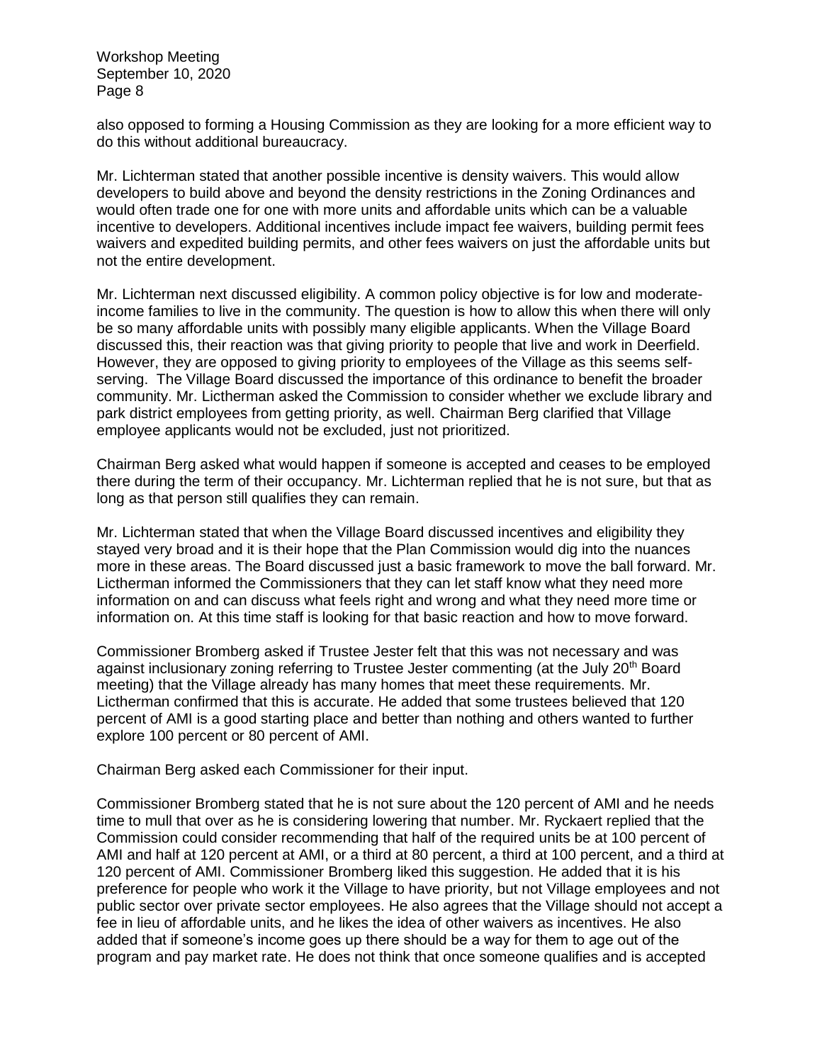also opposed to forming a Housing Commission as they are looking for a more efficient way to do this without additional bureaucracy.

Mr. Lichterman stated that another possible incentive is density waivers. This would allow developers to build above and beyond the density restrictions in the Zoning Ordinances and would often trade one for one with more units and affordable units which can be a valuable incentive to developers. Additional incentives include impact fee waivers, building permit fees waivers and expedited building permits, and other fees waivers on just the affordable units but not the entire development.

Mr. Lichterman next discussed eligibility. A common policy objective is for low and moderate-income families to live in the community. The question is how to allow this when there will only be so many affordable units with possibly many eligible applicants. When the Village Board discussed this, their reaction was that giving priority to people that live and work in Deerfield. However, they are opposed to giving priority to employees of the Village as this seems self-serving. The Village Board discussed the importance of this ordinance to benefit the broader community. Mr. Lictherman asked the Commission to consider whether we exclude library and park district employees from getting priority, as well. Chairman Berg clarified that Village employee applicants would not be excluded, just not prioritized.

Chairman Berg asked what would happen if someone is accepted and ceases to be employed there during the term of their occupancy. Mr. Lichterman replied that he is not sure, but that as long as that person still qualifies they can remain.

Mr. Lichterman stated that when the Village Board discussed incentives and eligibility they stayed very broad and it is their hope that the Plan Commission would dig into the nuances more in these areas. The Board discussed just a basic framework to move the ball forward. Mr. Lictherman informed the Commissioners that they can let staff know what they need more information on and can discuss what feels right and wrong and what they need more time or information on. At this time staff is looking for that basic reaction and how to move forward.

Commissioner Bromberg asked if Trustee Jester felt that this was not necessary and was against inclusionary zoning referring to Trustee Jester commenting (at the July 20th Board meeting) that the Village already has many homes that meet these requirements. Mr. Lictherman confirmed that this is accurate. He added that some trustees believed that 120 percent of AMI is a good starting place and better than nothing and others wanted to further explore 100 percent or 80 percent of AMI.

Chairman Berg asked each Commissioner for their input.

Commissioner Bromberg stated that he is not sure about the 120 percent of AMI and he needs time to mull that over as he is considering lowering that number. Mr. Ryckaert replied that the Commission could consider recommending that half of the required units be at 100 percent of AMI and half at 120 percent at AMI, or a third at 80 percent, a third at 100 percent, and a third at 120 percent of AMI. Commissioner Bromberg liked this suggestion. He added that it is his preference for people who work it the Village to have priority, but not Village employees and not public sector over private sector employees. He also agrees that the Village should not accept a fee in lieu of affordable units, and he likes the idea of other waivers as incentives. He also added that if someone's income goes up there should be a way for them to age out of the program and pay market rate. He does not think that once someone qualifies and is accepted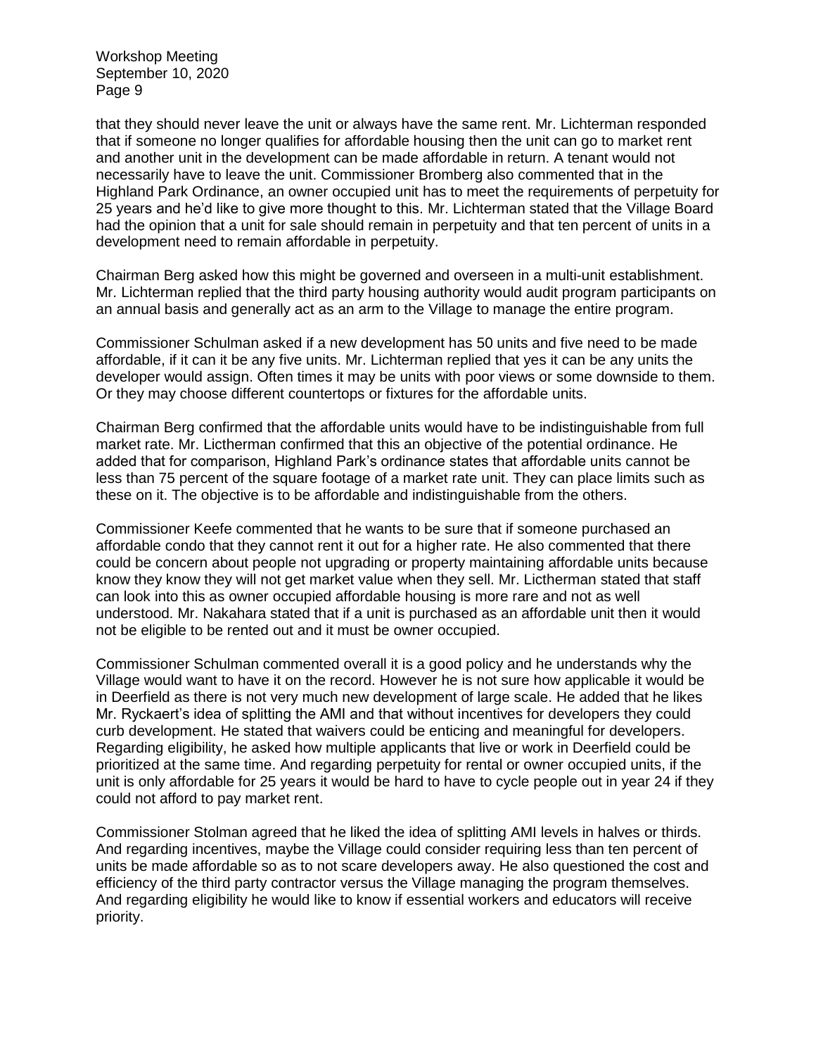that they should never leave the unit or always have the same rent. Mr. Lichterman responded that if someone no longer qualifies for affordable housing then the unit can go to market rent and another unit in the development can be made affordable in return. A tenant would not necessarily have to leave the unit. Commissioner Bromberg also commented that in the Highland Park Ordinance, an owner occupied unit has to meet the requirements of perpetuity for 25 years and he'd like to give more thought to this. Mr. Lichterman stated that the Village Board had the opinion that a unit for sale should remain in perpetuity and that ten percent of units in a development need to remain affordable in perpetuity.

Chairman Berg asked how this might be governed and overseen in a multi-unit establishment. Mr. Lichterman replied that the third party housing authority would audit program participants on an annual basis and generally act as an arm to the Village to manage the entire program.

Commissioner Schulman asked if a new development has 50 units and five need to be made affordable, if it can it be any five units. Mr. Lichterman replied that yes it can be any units the developer would assign. Often times it may be units with poor views or some downside to them. Or they may choose different countertops or fixtures for the affordable units.

Chairman Berg confirmed that the affordable units would have to be indistinguishable from full market rate. Mr. Licthterman confirmed that this an objective of the potential ordinance. He added that for comparison, Highland Park's ordinance states that affordable units cannot be less than 75 percent of the square footage of a market rate unit. They can place limits such as these on it. The objective is to be affordable and indistinguishable from the others.

Commissioner Keefe commented that he wants to be sure that if someone purchased an affordable condo that they cannot rent it out for a higher rate. He also commented that there could be concern about people not upgrading or property maintaining affordable units because know they know they will not get market value when they sell. Mr. Lictherman stated that staff can look into this as owner occupied affordable housing is more rare and not as well understood. Mr. Nakahara stated that if a unit is purchased as an affordable unit then it would not be eligible to be rented out and it must be owner occupied.

Commissioner Schulman commented overall it is a good policy and he understands why the Village would want to have it on the record. However he is not sure how applicable it would be in Deerfield as there is not very much new development of large scale. He added that he likes Mr. Ryckaert's idea of splitting the AMI and that without incentives for developers they could curb development. He stated that waivers could be enticing and meaningful for developers. Regarding eligibility, he asked how multiple applicants that live or work in Deerfield could be prioritized at the same time. And regarding perpetuity for rental or owner occupied units, if the unit is only affordable for 25 years it would be hard to have to cycle people out in year 24 if they could not afford to pay market rent.

Commissioner Stolman agreed that he liked the idea of splitting AMI levels in halves or thirds. And regarding incentives, maybe the Village could consider requiring less than ten percent of units be made affordable so as to not scare developers away. He also questioned the cost and efficiency of the third party contractor versus the Village managing the program themselves. And regarding eligibility he would like to know if essential workers and educators will receive priority.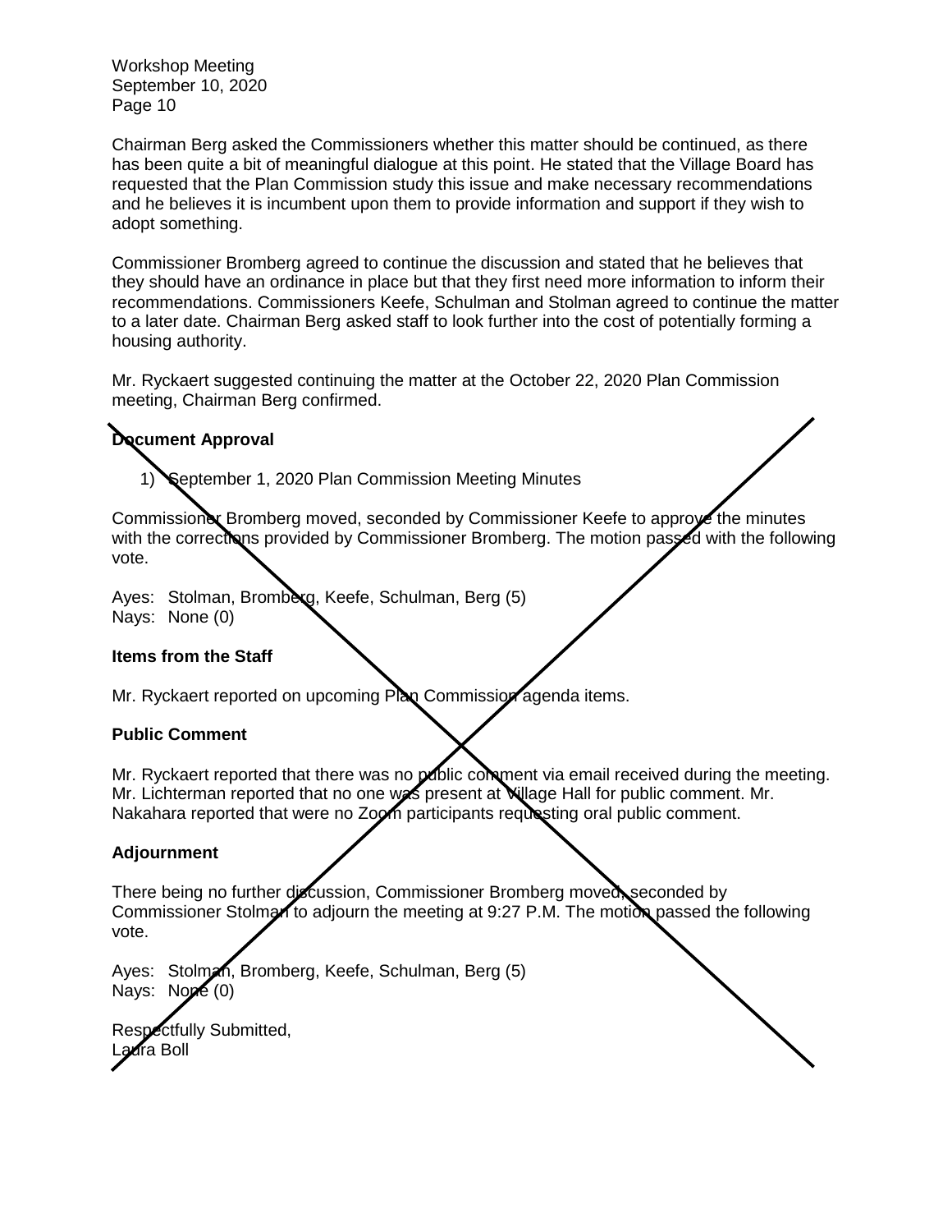Chairman Berg asked the Commissioners whether this matter should be continued, as there has been quite a bit of meaningful dialogue at this point. He stated that the Village Board has requested that the Plan Commission study this issue and make necessary recommendations and he believes it is incumbent upon them to provide information and support if they wish to adopt something.

Commissioner Bromberg agreed to continue the discussion and stated that he believes that they should have an ordinance in place but that they first need more information to inform their recommendations. Commissioners Keefe, Schulman and Stolman agreed to continue the matter to a later date. Chairman Berg asked staff to look further into the cost of potentially forming a housing authority.

Mr. Ryckaert suggested continuing the matter at the October 22, 2020 Plan Commission meeting, Chairman Berg confirmed.

**Document Approval**

1) September 1, 2020 Plan Commission Meeting Minutes

Commissioner Bromberg moved, seconded by Commissioner Keefe to approve the minutes with the corrections provided by Commissioner Bromberg. The motion passed with the following vote.

Ayes: Stolman, Bromberg, Keefe, Schulman, Berg (5)
Nays: None (0)

**Items from the Staff**

Mr. Ryckaert reported on upcoming Plan Commission agenda items.

**Public Comment**

Mr. Ryckaert reported that there was no public comment via email received during the meeting. Mr. Lichterman reported that no one was present at Village Hall for public comment. Mr. Nakahara reported that were no Zoom participants requesting oral public comment.

**Adjournment**

There being no further discussion, Commissioner Bromberg moved, seconded by Commissioner Stolman to adjourn the meeting at 9:27 P.M. The motion passed the following vote.

Ayes: Stolman, Bromberg, Keefe, Schulman, Berg (5)
Nays: None (0)

Respectfully Submitted,
Laura Boll